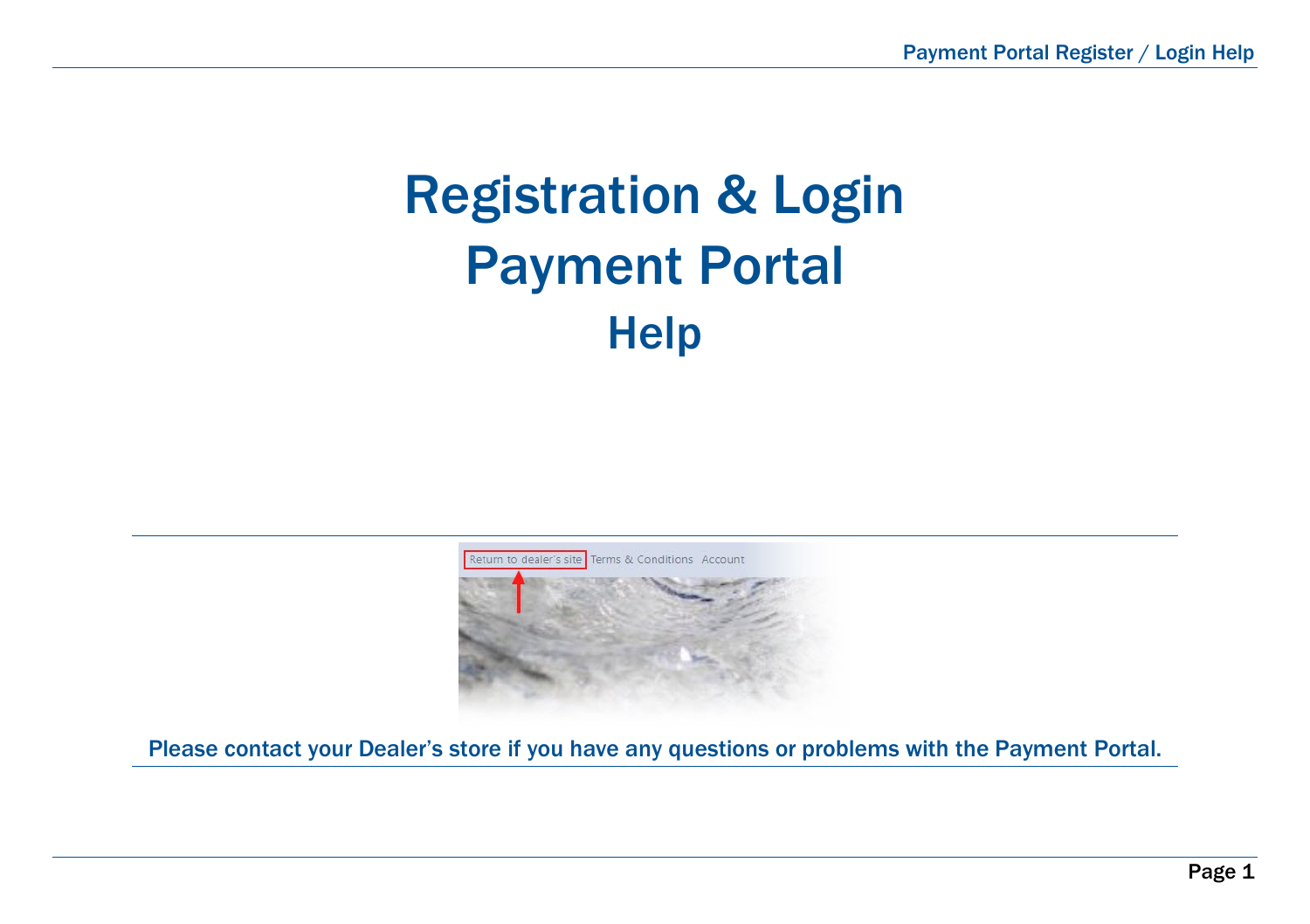# Registration & Login
# Payment Portal
## Help

Please contact your Dealer's store if you have any questions or problems with the Payment Portal.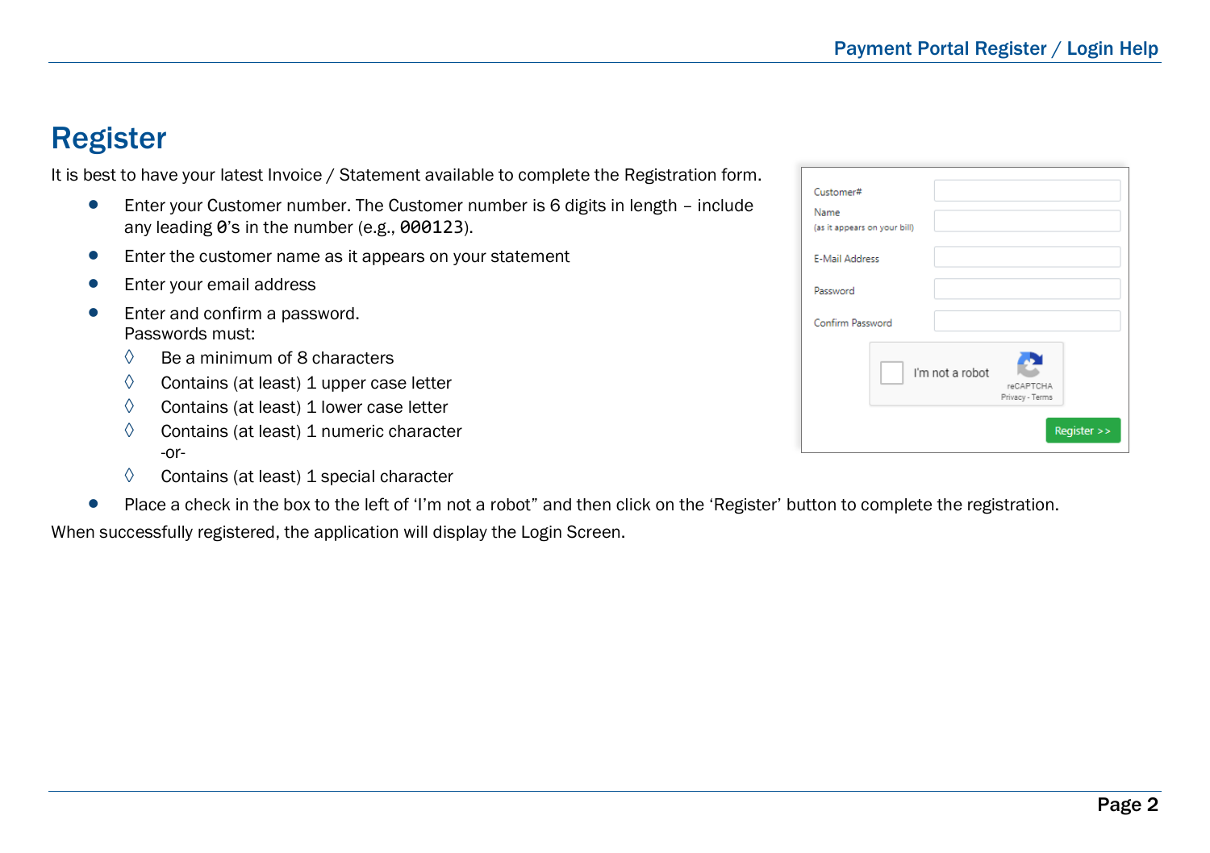# Register

It is best to have your latest Invoice / Statement available to complete the Registration form.

- Enter your Customer number. The Customer number is 6 digits in length – include any leading 0's in the number (e.g., 000123).
- Enter the customer name as it appears on your statement
- Enter your email address
- Enter and confirm a password.
  Passwords must:
  - Be a minimum of 8 characters
  - Contains (at least) 1 upper case letter
  - Contains (at least) 1 lower case letter
  - Contains (at least) 1 numeric character
    -or-
  - Contains (at least) 1 special character
- Place a check in the box to the left of 'I'm not a robot" and then click on the 'Register' button to complete the registration.

When successfully registered, the application will display the Login Screen.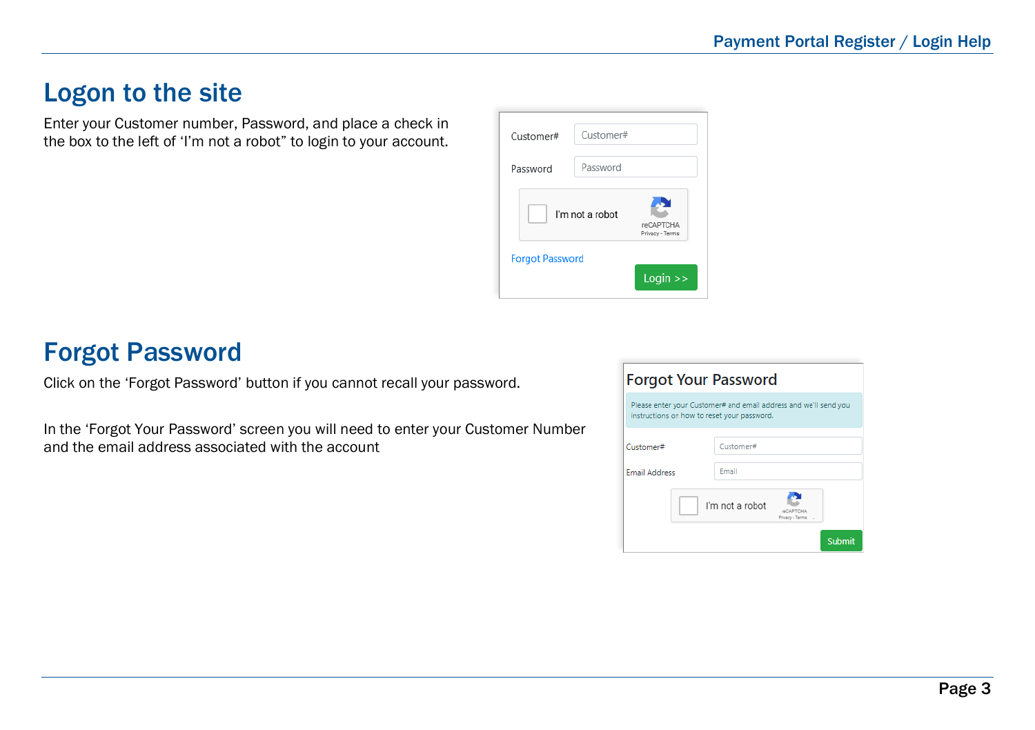# Logon to the site

Enter your Customer number, Password, and place a check in the box to the left of 'I'm not a robot" to login to your account.

Customer#

Password

I'm not a robot

Forgot Password

Login >>

# Forgot Password

Click on the 'Forgot Password' button if you cannot recall your password.

In the 'Forgot Your Password' screen you will need to enter your Customer Number and the email address associated with the account

Forgot Your Password

Please enter your Customer# and email address and we'll send you instructions on how to reset your password.

Customer#

Email Address

I'm not a robot

Submit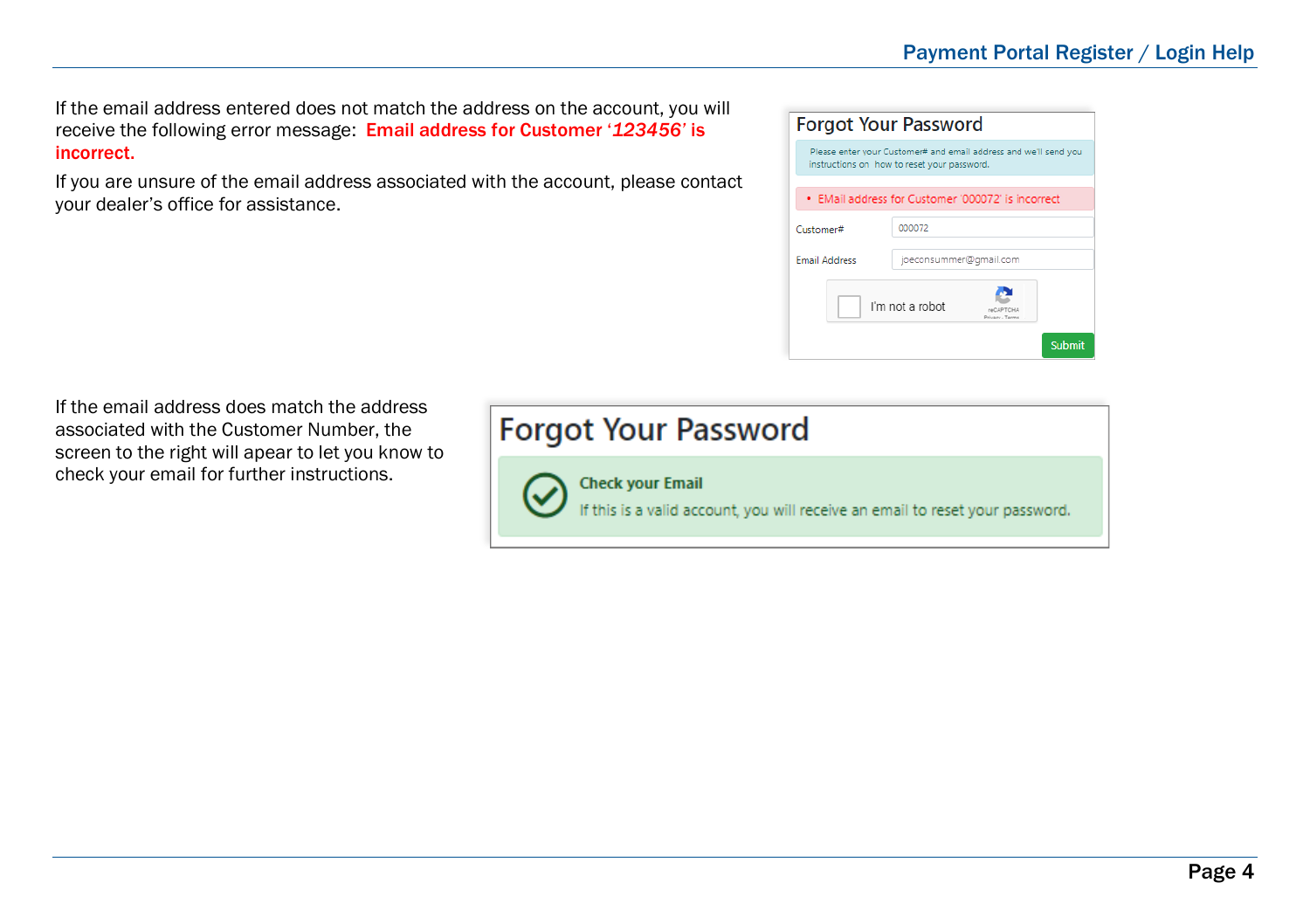If the email address entered does not match the address on the account, you will receive the following error message: **Email address for Customer '*123456*' is incorrect.**

If you are unsure of the email address associated with the account, please contact your dealer's office for assistance.

Forgot Your Password

Please enter your Customer# and email address and we'll send you instructions on how to reset your password.

- EMail address for Customer '000072' is incorrect

Customer# 000072

Email Address joeconsummer@gmail.com

I'm not a robot

Submit

If the email address does match the address associated with the Customer Number, the screen to the right will apear to let you know to check your email for further instructions.

Forgot Your Password

**Check your Email**

If this is a valid account, you will receive an email to reset your password.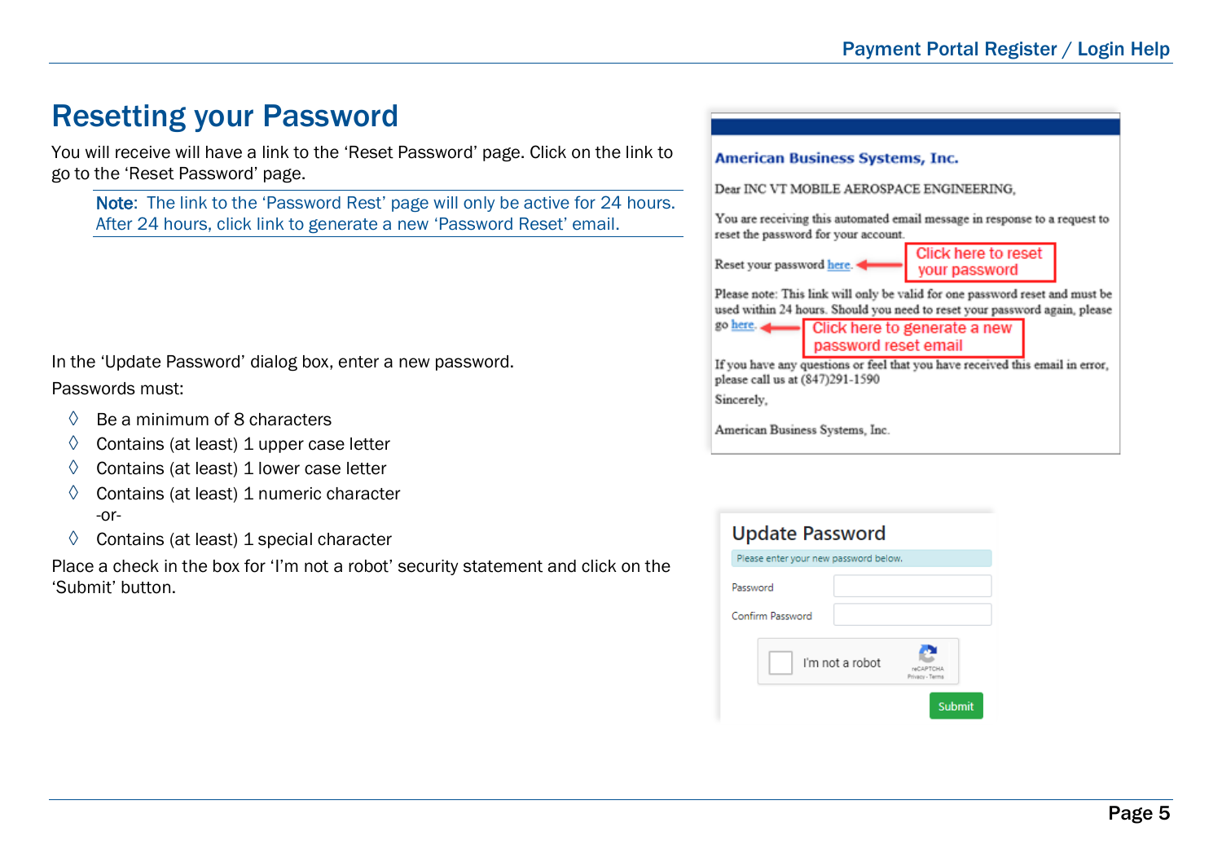# Resetting your Password

You will receive will have a link to the 'Reset Password' page. Click on the link to go to the 'Reset Password' page.

> **Note**: The link to the 'Password Rest' page will only be active for 24 hours. After 24 hours, click link to generate a new 'Password Reset' email.

**American Business Systems, Inc.**

Dear INC VT MOBILE AEROSPACE ENGINEERING,

You are receiving this automated email message in response to a request to reset the password for your account.

Reset your password here. ← Click here to reset your password

Please note: This link will only be valid for one password reset and must be used within 24 hours. Should you need to reset your password again, please go here. ← Click here to generate a new password reset email

If you have any questions or feel that you have received this email in error, please call us at (847)291-1590

Sincerely,

American Business Systems, Inc.

In the 'Update Password' dialog box, enter a new password.

Passwords must:

- Be a minimum of 8 characters
- Contains (at least) 1 upper case letter
- Contains (at least) 1 lower case letter
- Contains (at least) 1 numeric character
  -or-
- Contains (at least) 1 special character

Place a check in the box for 'I'm not a robot' security statement and click on the 'Submit' button.

**Update Password**

Please enter your new password below.

Password

Confirm Password

I'm not a robot

Submit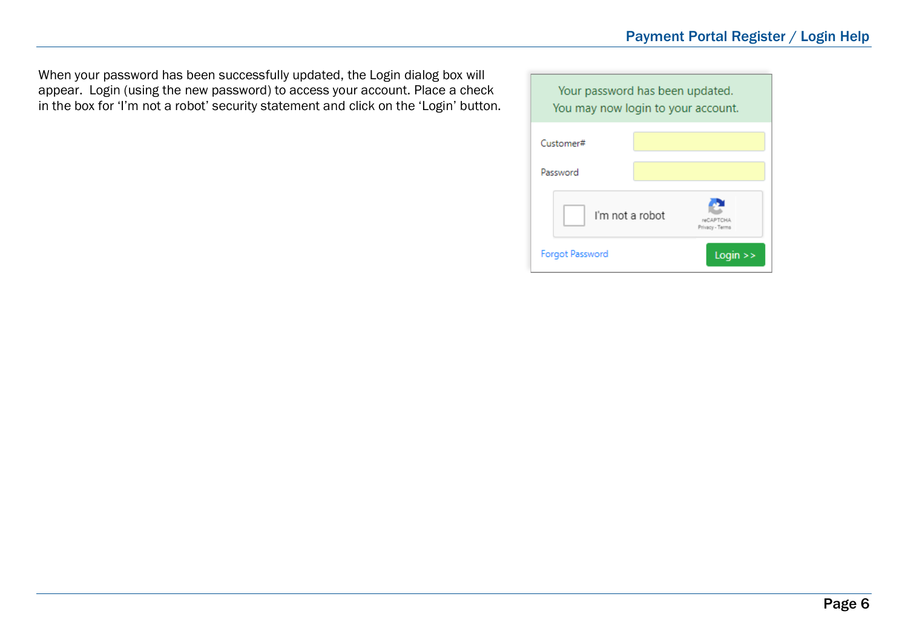When your password has been successfully updated, the Login dialog box will appear. Login (using the new password) to access your account. Place a check in the box for 'I'm not a robot' security statement and click on the 'Login' button.

Your password has been updated.
You may now login to your account.

Customer#

Password

I'm not a robot

reCAPTCHA
Privacy - Terms

Forgot Password

Login >>